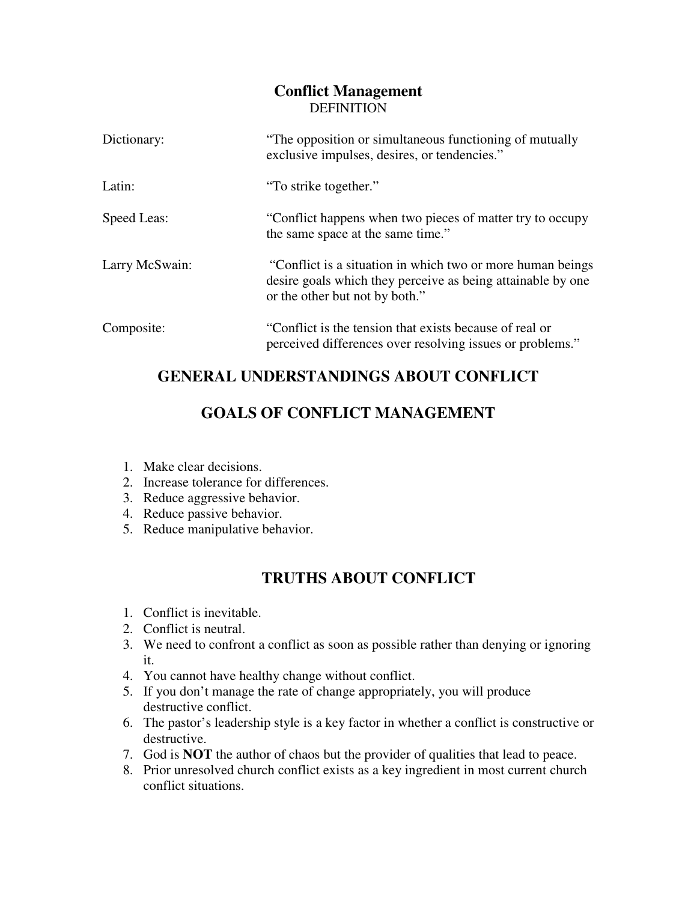# Conflict Management

DEFINITION

| | |
|---|---|
| Dictionary: | "The opposition or simultaneous functioning of mutually exclusive impulses, desires, or tendencies." |
| Latin: | "To strike together." |
| Speed Leas: | "Conflict happens when two pieces of matter try to occupy the same space at the same time." |
| Larry McSwain: | "Conflict is a situation in which two or more human beings desire goals which they perceive as being attainable by one or the other but not by both." |
| Composite: | "Conflict is the tension that exists because of real or perceived differences over resolving issues or problems." |

## GENERAL UNDERSTANDINGS ABOUT CONFLICT

## GOALS OF CONFLICT MANAGEMENT

1. Make clear decisions.
2. Increase tolerance for differences.
3. Reduce aggressive behavior.
4. Reduce passive behavior.
5. Reduce manipulative behavior.

## TRUTHS ABOUT CONFLICT

1. Conflict is inevitable.
2. Conflict is neutral.
3. We need to confront a conflict as soon as possible rather than denying or ignoring it.
4. You cannot have healthy change without conflict.
5. If you don't manage the rate of change appropriately, you will produce destructive conflict.
6. The pastor's leadership style is a key factor in whether a conflict is constructive or destructive.
7. God is **NOT** the author of chaos but the provider of qualities that lead to peace.
8. Prior unresolved church conflict exists as a key ingredient in most current church conflict situations.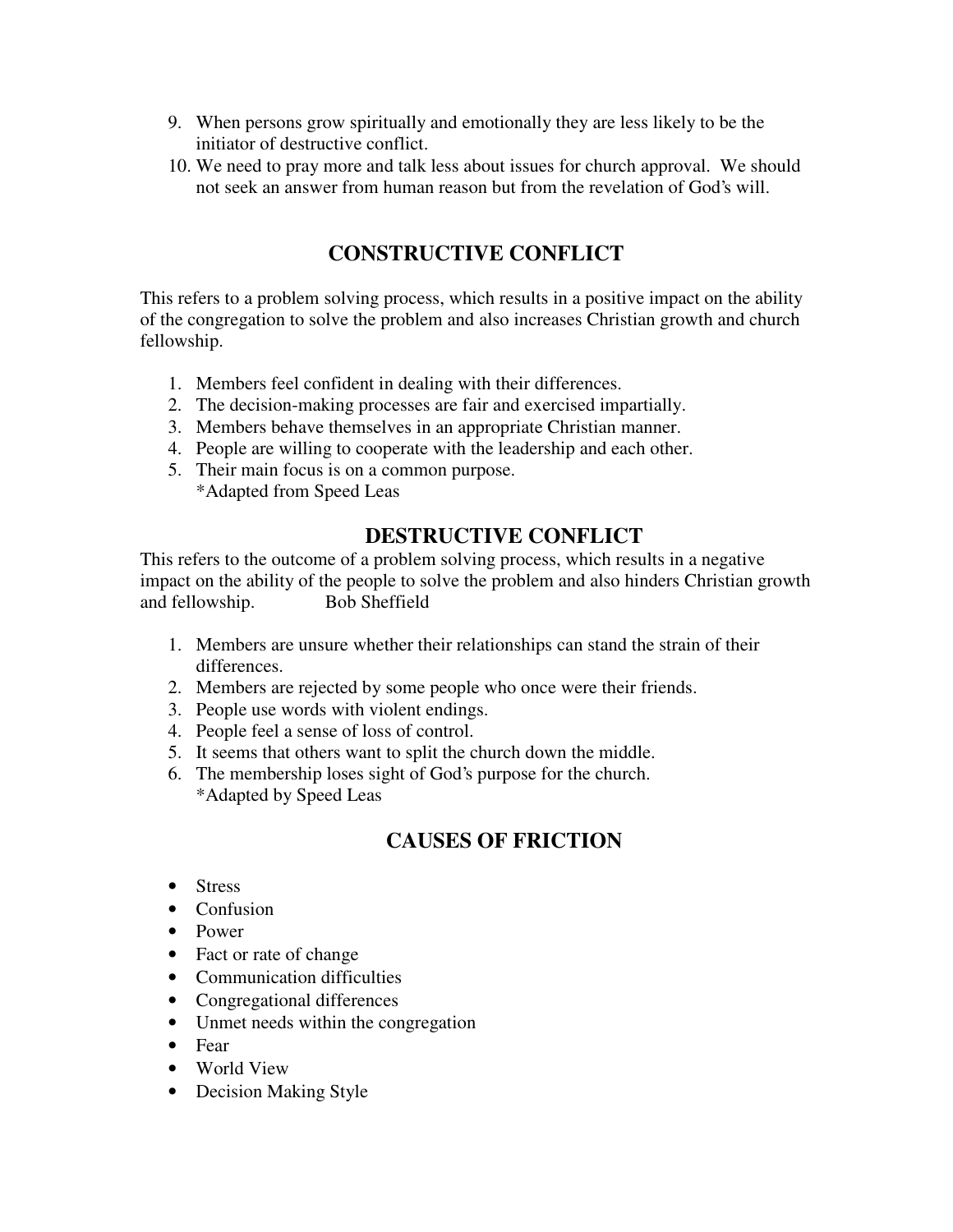9. When persons grow spiritually and emotionally they are less likely to be the initiator of destructive conflict.
10. We need to pray more and talk less about issues for church approval. We should not seek an answer from human reason but from the revelation of God's will.

## CONSTRUCTIVE CONFLICT

This refers to a problem solving process, which results in a positive impact on the ability of the congregation to solve the problem and also increases Christian growth and church fellowship.

1. Members feel confident in dealing with their differences.
2. The decision-making processes are fair and exercised impartially.
3. Members behave themselves in an appropriate Christian manner.
4. People are willing to cooperate with the leadership and each other.
5. Their main focus is on a common purpose.
   *Adapted from Speed Leas

## DESTRUCTIVE CONFLICT

This refers to the outcome of a problem solving process, which results in a negative impact on the ability of the people to solve the problem and also hinders Christian growth and fellowship. Bob Sheffield

1. Members are unsure whether their relationships can stand the strain of their differences.
2. Members are rejected by some people who once were their friends.
3. People use words with violent endings.
4. People feel a sense of loss of control.
5. It seems that others want to split the church down the middle.
6. The membership loses sight of God's purpose for the church.
   *Adapted by Speed Leas

## CAUSES OF FRICTION

- Stress
- Confusion
- Power
- Fact or rate of change
- Communication difficulties
- Congregational differences
- Unmet needs within the congregation
- Fear
- World View
- Decision Making Style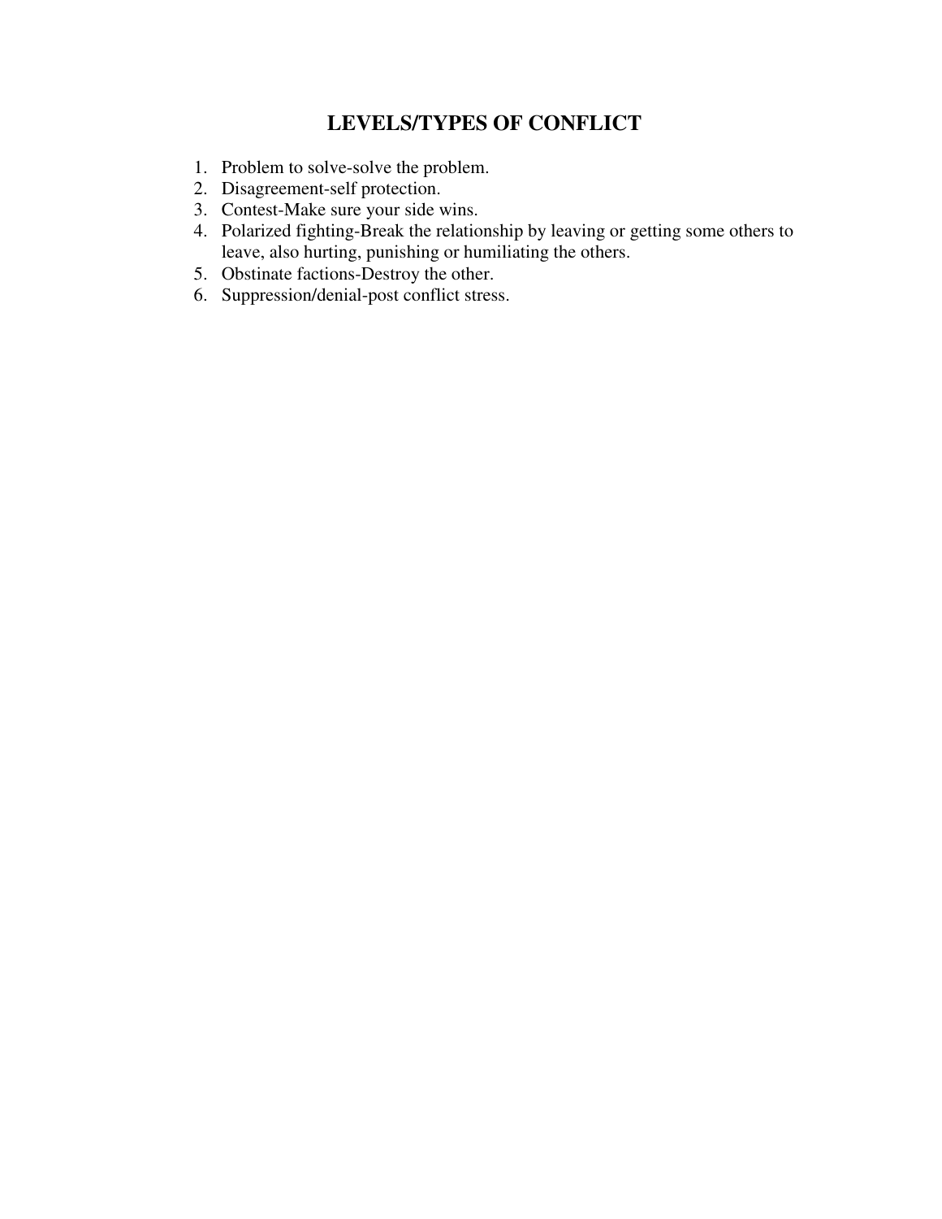# LEVELS/TYPES OF CONFLICT

1. Problem to solve-solve the problem.
2. Disagreement-self protection.
3. Contest-Make sure your side wins.
4. Polarized fighting-Break the relationship by leaving or getting some others to leave, also hurting, punishing or humiliating the others.
5. Obstinate factions-Destroy the other.
6. Suppression/denial-post conflict stress.